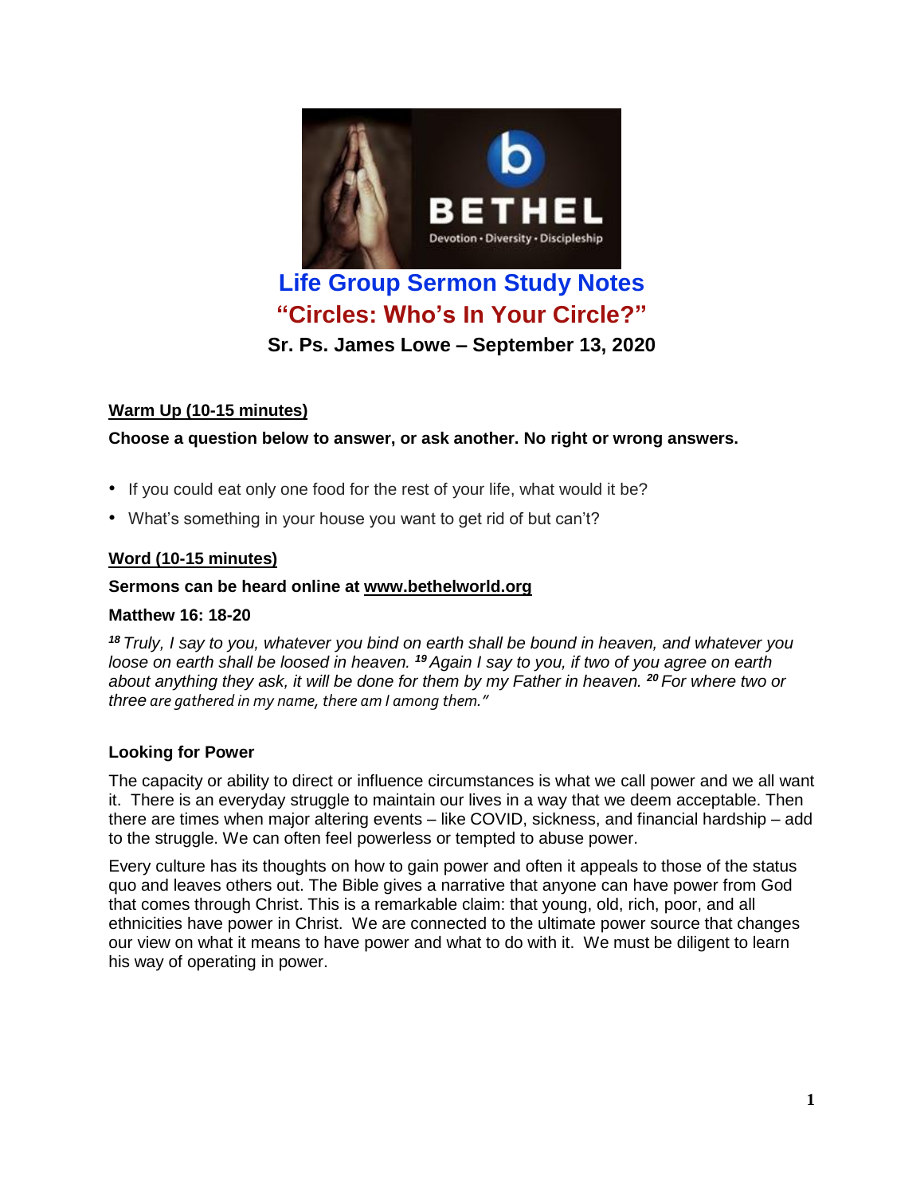# Life Group Sermon Study Notes

## "Circles: Who's In Your Circle?"

### Sr. Ps. James Lowe – September 13, 2020

**Warm Up (10-15 minutes)**

**Choose a question below to answer, or ask another. No right or wrong answers.**

- If you could eat only one food for the rest of your life, what would it be?
- What's something in your house you want to get rid of but can't?

**Word (10-15 minutes)**

**Sermons can be heard online at www.bethelworld.org**

**Matthew 16: 18-20**

*[18] Truly, I say to you, whatever you bind on earth shall be bound in heaven, and whatever you loose on earth shall be loosed in heaven. [19] Again I say to you, if two of you agree on earth about anything they ask, it will be done for them by my Father in heaven. [20] For where two or three are gathered in my name, there am I among them."*

**Looking for Power**

The capacity or ability to direct or influence circumstances is what we call power and we all want it. There is an everyday struggle to maintain our lives in a way that we deem acceptable. Then there are times when major altering events – like COVID, sickness, and financial hardship – add to the struggle. We can often feel powerless or tempted to abuse power.

Every culture has its thoughts on how to gain power and often it appeals to those of the status quo and leaves others out. The Bible gives a narrative that anyone can have power from God that comes through Christ. This is a remarkable claim: that young, old, rich, poor, and all ethnicities have power in Christ. We are connected to the ultimate power source that changes our view on what it means to have power and what to do with it. We must be diligent to learn his way of operating in power.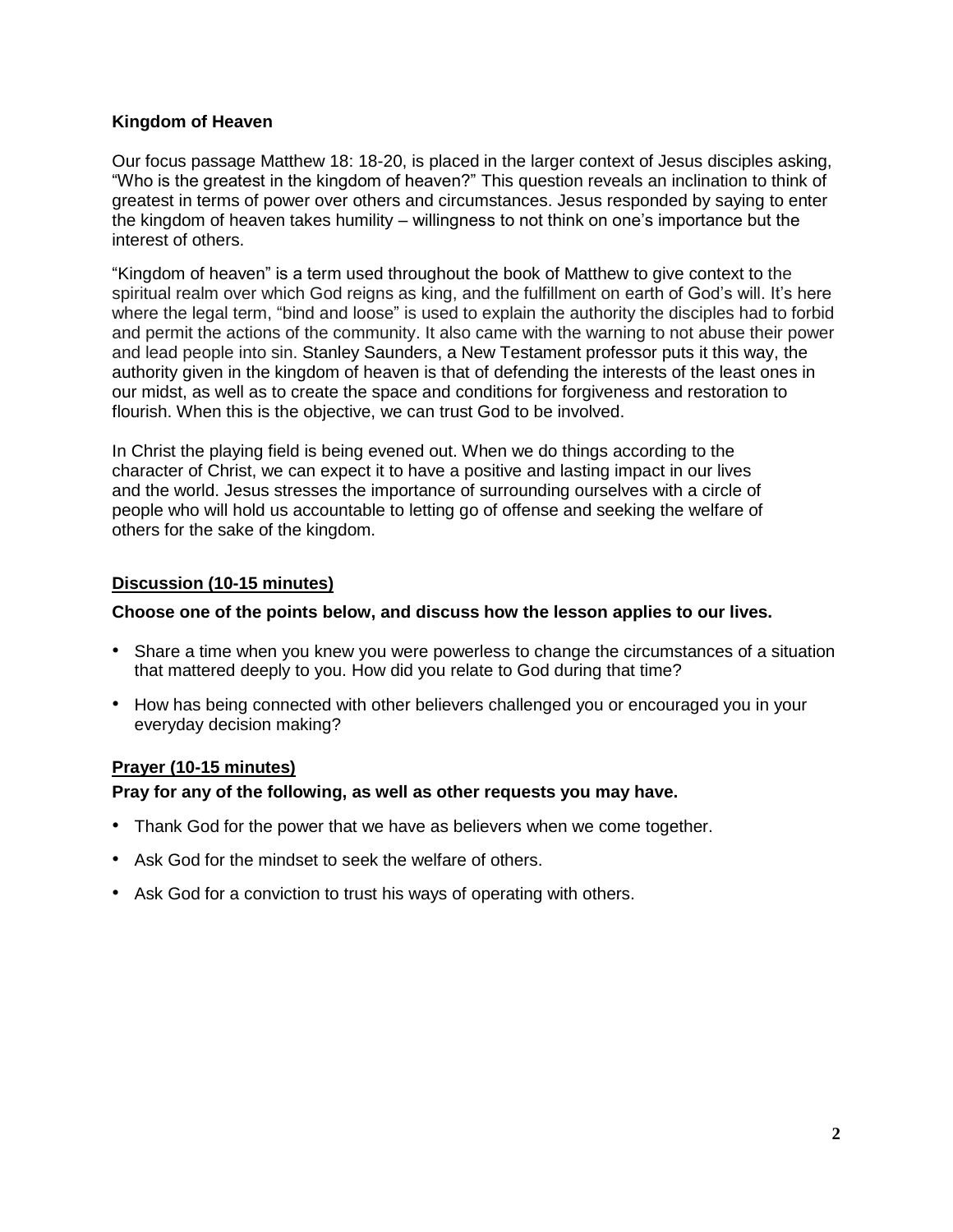**Kingdom of Heaven**

Our focus passage Matthew 18: 18-20, is placed in the larger context of Jesus disciples asking, "Who is the greatest in the kingdom of heaven?" This question reveals an inclination to think of greatest in terms of power over others and circumstances. Jesus responded by saying to enter the kingdom of heaven takes humility – willingness to not think on one's importance but the interest of others.

"Kingdom of heaven" is a term used throughout the book of Matthew to give context to the spiritual realm over which God reigns as king, and the fulfillment on earth of God's will. It's here where the legal term, "bind and loose" is used to explain the authority the disciples had to forbid and permit the actions of the community. It also came with the warning to not abuse their power and lead people into sin. Stanley Saunders, a New Testament professor puts it this way, the authority given in the kingdom of heaven is that of defending the interests of the least ones in our midst, as well as to create the space and conditions for forgiveness and restoration to flourish. When this is the objective, we can trust God to be involved.

In Christ the playing field is being evened out. When we do things according to the character of Christ, we can expect it to have a positive and lasting impact in our lives and the world. Jesus stresses the importance of surrounding ourselves with a circle of people who will hold us accountable to letting go of offense and seeking the welfare of others for the sake of the kingdom.

**Discussion (10-15 minutes)**

**Choose one of the points below, and discuss how the lesson applies to our lives.**

- Share a time when you knew you were powerless to change the circumstances of a situation that mattered deeply to you. How did you relate to God during that time?
- How has being connected with other believers challenged you or encouraged you in your everyday decision making?

**Prayer (10-15 minutes)**

**Pray for any of the following, as well as other requests you may have.**

- Thank God for the power that we have as believers when we come together.
- Ask God for the mindset to seek the welfare of others.
- Ask God for a conviction to trust his ways of operating with others.